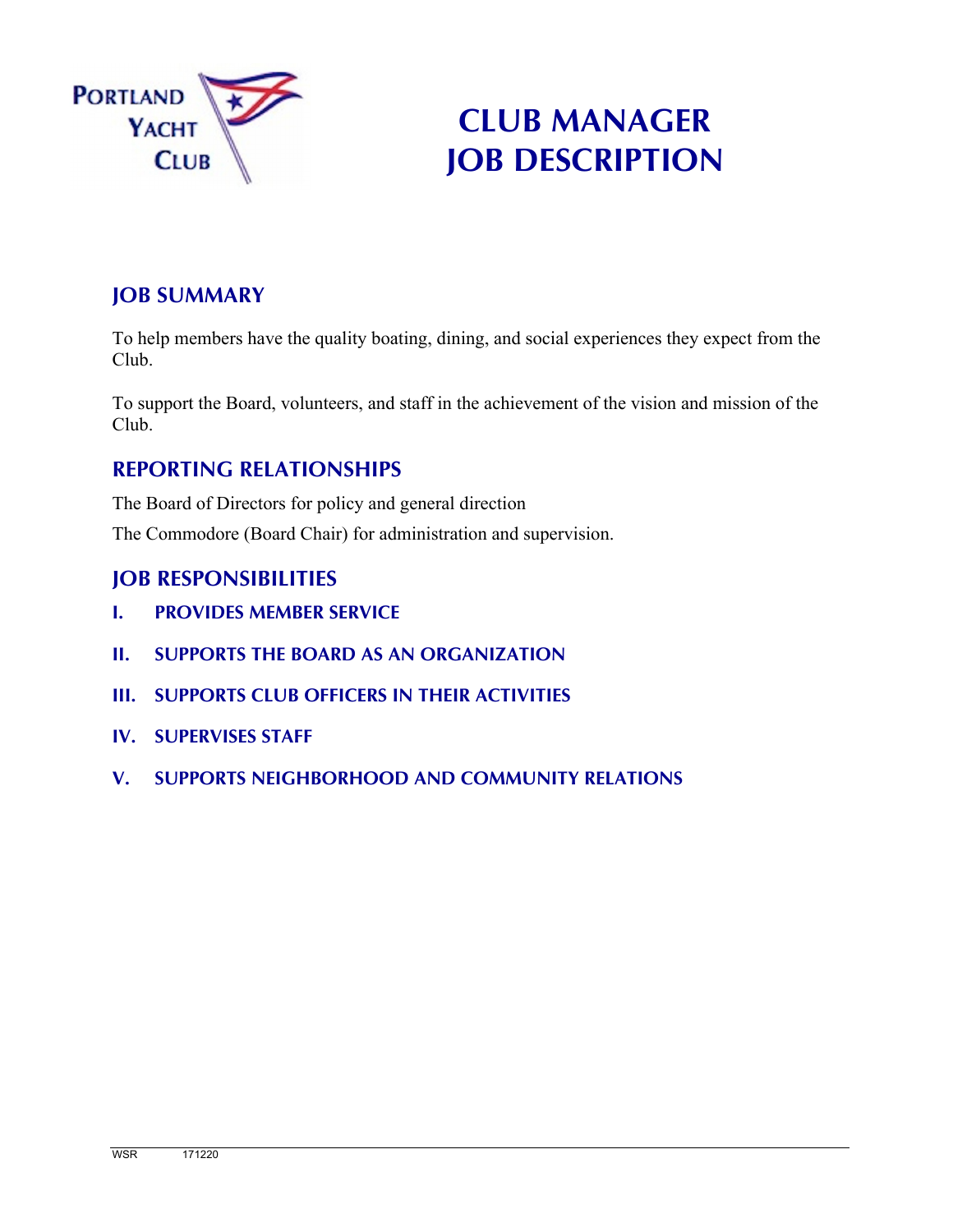PORTLAND YACHT CLUB

# CLUB MANAGER JOB DESCRIPTION

## JOB SUMMARY

To help members have the quality boating, dining, and social experiences they expect from the Club.

To support the Board, volunteers, and staff in the achievement of the vision and mission of the Club.

## REPORTING RELATIONSHIPS

The Board of Directors for policy and general direction

The Commodore (Board Chair) for administration and supervision.

## JOB RESPONSIBILITIES

### I. PROVIDES MEMBER SERVICE

### II. SUPPORTS THE BOARD AS AN ORGANIZATION

### III. SUPPORTS CLUB OFFICERS IN THEIR ACTIVITIES

### IV. SUPERVISES STAFF

### V. SUPPORTS NEIGHBORHOOD AND COMMUNITY RELATIONS

WSR 171220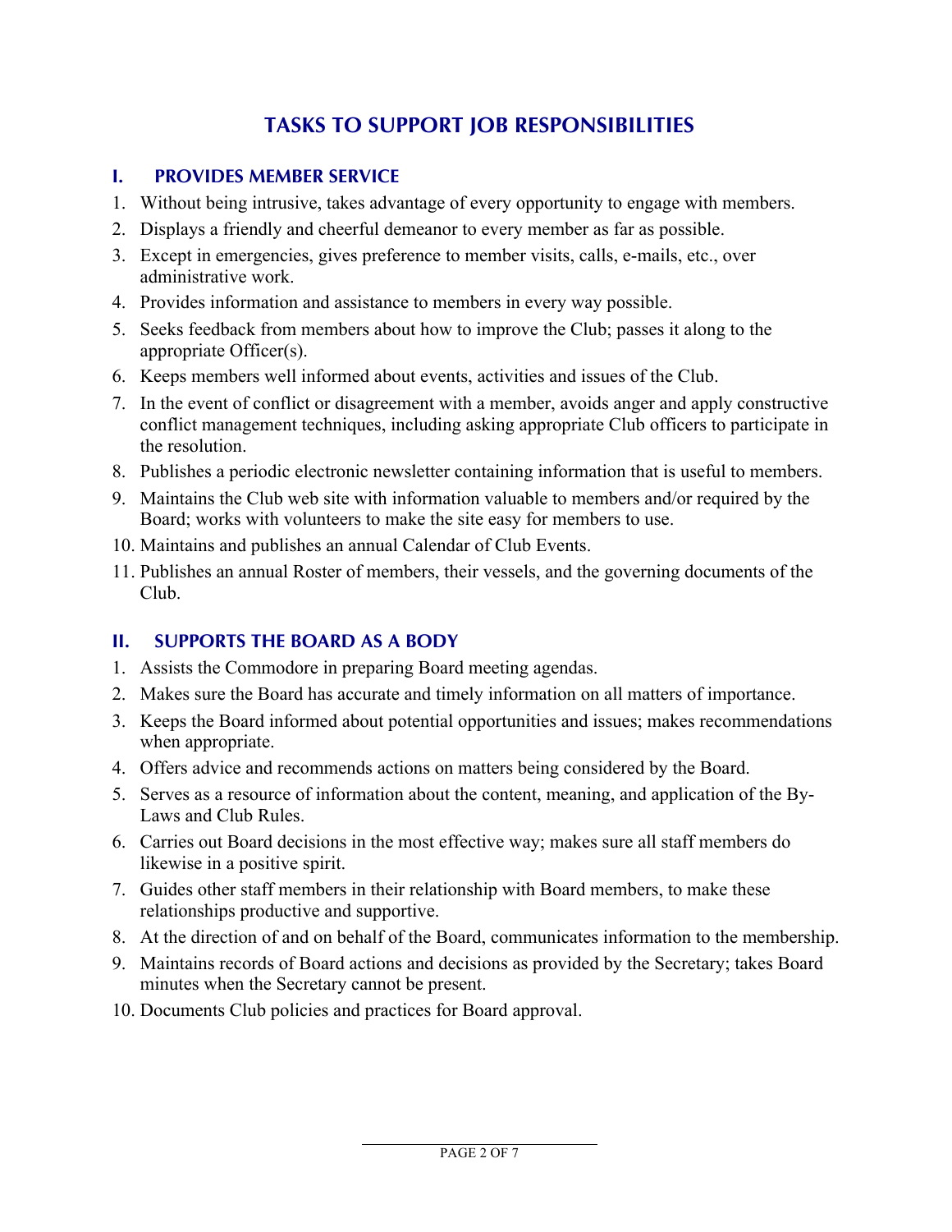# TASKS TO SUPPORT JOB RESPONSIBILITIES

## I. PROVIDES MEMBER SERVICE

1. Without being intrusive, takes advantage of every opportunity to engage with members.
2. Displays a friendly and cheerful demeanor to every member as far as possible.
3. Except in emergencies, gives preference to member visits, calls, e-mails, etc., over administrative work.
4. Provides information and assistance to members in every way possible.
5. Seeks feedback from members about how to improve the Club; passes it along to the appropriate Officer(s).
6. Keeps members well informed about events, activities and issues of the Club.
7. In the event of conflict or disagreement with a member, avoids anger and apply constructive conflict management techniques, including asking appropriate Club officers to participate in the resolution.
8. Publishes a periodic electronic newsletter containing information that is useful to members.
9. Maintains the Club web site with information valuable to members and/or required by the Board; works with volunteers to make the site easy for members to use.
10. Maintains and publishes an annual Calendar of Club Events.
11. Publishes an annual Roster of members, their vessels, and the governing documents of the Club.

## II. SUPPORTS THE BOARD AS A BODY

1. Assists the Commodore in preparing Board meeting agendas.
2. Makes sure the Board has accurate and timely information on all matters of importance.
3. Keeps the Board informed about potential opportunities and issues; makes recommendations when appropriate.
4. Offers advice and recommends actions on matters being considered by the Board.
5. Serves as a resource of information about the content, meaning, and application of the By-Laws and Club Rules.
6. Carries out Board decisions in the most effective way; makes sure all staff members do likewise in a positive spirit.
7. Guides other staff members in their relationship with Board members, to make these relationships productive and supportive.
8. At the direction of and on behalf of the Board, communicates information to the membership.
9. Maintains records of Board actions and decisions as provided by the Secretary; takes Board minutes when the Secretary cannot be present.
10. Documents Club policies and practices for Board approval.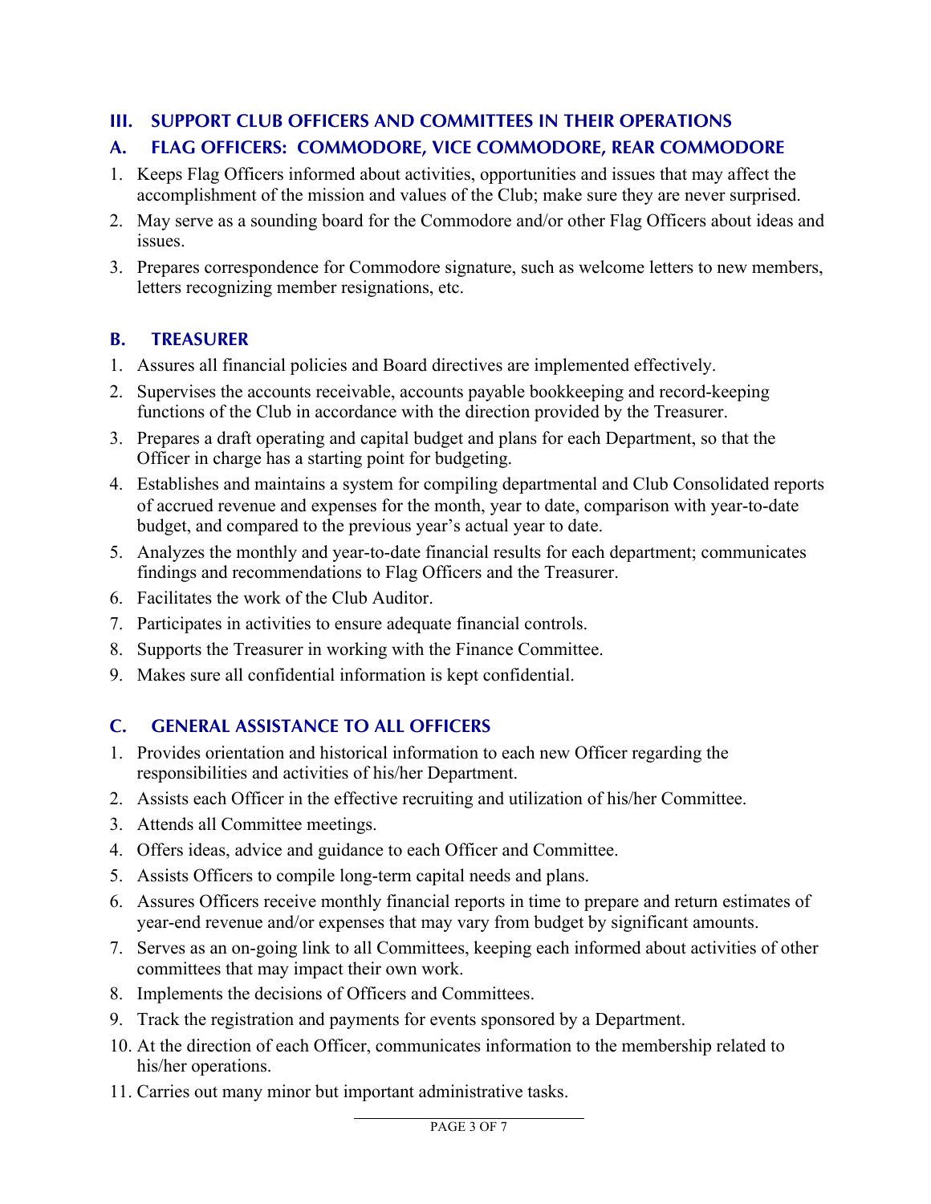## III. SUPPORT CLUB OFFICERS AND COMMITTEES IN THEIR OPERATIONS

### A. FLAG OFFICERS: COMMODORE, VICE COMMODORE, REAR COMMODORE

1. Keeps Flag Officers informed about activities, opportunities and issues that may affect the accomplishment of the mission and values of the Club; make sure they are never surprised.
2. May serve as a sounding board for the Commodore and/or other Flag Officers about ideas and issues.
3. Prepares correspondence for Commodore signature, such as welcome letters to new members, letters recognizing member resignations, etc.

### B. TREASURER

1. Assures all financial policies and Board directives are implemented effectively.
2. Supervises the accounts receivable, accounts payable bookkeeping and record-keeping functions of the Club in accordance with the direction provided by the Treasurer.
3. Prepares a draft operating and capital budget and plans for each Department, so that the Officer in charge has a starting point for budgeting.
4. Establishes and maintains a system for compiling departmental and Club Consolidated reports of accrued revenue and expenses for the month, year to date, comparison with year-to-date budget, and compared to the previous year's actual year to date.
5. Analyzes the monthly and year-to-date financial results for each department; communicates findings and recommendations to Flag Officers and the Treasurer.
6. Facilitates the work of the Club Auditor.
7. Participates in activities to ensure adequate financial controls.
8. Supports the Treasurer in working with the Finance Committee.
9. Makes sure all confidential information is kept confidential.

### C. GENERAL ASSISTANCE TO ALL OFFICERS

1. Provides orientation and historical information to each new Officer regarding the responsibilities and activities of his/her Department.
2. Assists each Officer in the effective recruiting and utilization of his/her Committee.
3. Attends all Committee meetings.
4. Offers ideas, advice and guidance to each Officer and Committee.
5. Assists Officers to compile long-term capital needs and plans.
6. Assures Officers receive monthly financial reports in time to prepare and return estimates of year-end revenue and/or expenses that may vary from budget by significant amounts.
7. Serves as an on-going link to all Committees, keeping each informed about activities of other committees that may impact their own work.
8. Implements the decisions of Officers and Committees.
9. Track the registration and payments for events sponsored by a Department.
10. At the direction of each Officer, communicates information to the membership related to his/her operations.
11. Carries out many minor but important administrative tasks.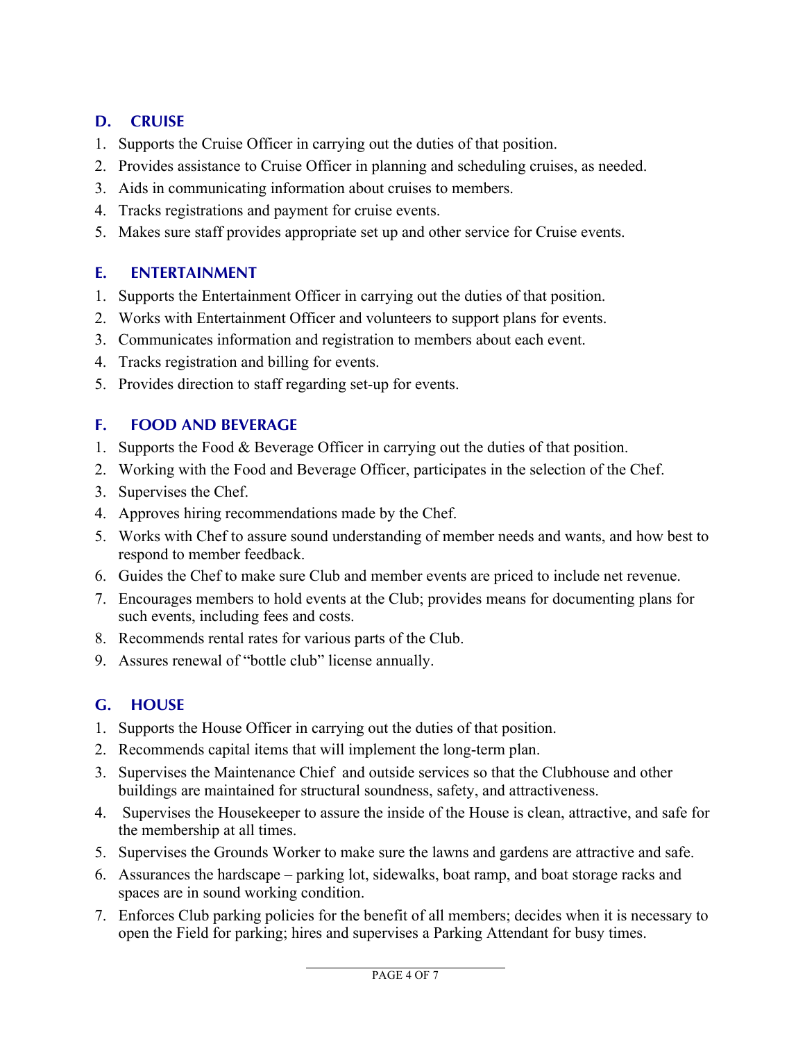### D. CRUISE

1. Supports the Cruise Officer in carrying out the duties of that position.
2. Provides assistance to Cruise Officer in planning and scheduling cruises, as needed.
3. Aids in communicating information about cruises to members.
4. Tracks registrations and payment for cruise events.
5. Makes sure staff provides appropriate set up and other service for Cruise events.

### E. ENTERTAINMENT

1. Supports the Entertainment Officer in carrying out the duties of that position.
2. Works with Entertainment Officer and volunteers to support plans for events.
3. Communicates information and registration to members about each event.
4. Tracks registration and billing for events.
5. Provides direction to staff regarding set-up for events.

### F. FOOD AND BEVERAGE

1. Supports the Food & Beverage Officer in carrying out the duties of that position.
2. Working with the Food and Beverage Officer, participates in the selection of the Chef.
3. Supervises the Chef.
4. Approves hiring recommendations made by the Chef.
5. Works with Chef to assure sound understanding of member needs and wants, and how best to respond to member feedback.
6. Guides the Chef to make sure Club and member events are priced to include net revenue.
7. Encourages members to hold events at the Club; provides means for documenting plans for such events, including fees and costs.
8. Recommends rental rates for various parts of the Club.
9. Assures renewal of "bottle club" license annually.

### G. HOUSE

1. Supports the House Officer in carrying out the duties of that position.
2. Recommends capital items that will implement the long-term plan.
3. Supervises the Maintenance Chief and outside services so that the Clubhouse and other buildings are maintained for structural soundness, safety, and attractiveness.
4. Supervises the Housekeeper to assure the inside of the House is clean, attractive, and safe for the membership at all times.
5. Supervises the Grounds Worker to make sure the lawns and gardens are attractive and safe.
6. Assurances the hardscape – parking lot, sidewalks, boat ramp, and boat storage racks and spaces are in sound working condition.
7. Enforces Club parking policies for the benefit of all members; decides when it is necessary to open the Field for parking; hires and supervises a Parking Attendant for busy times.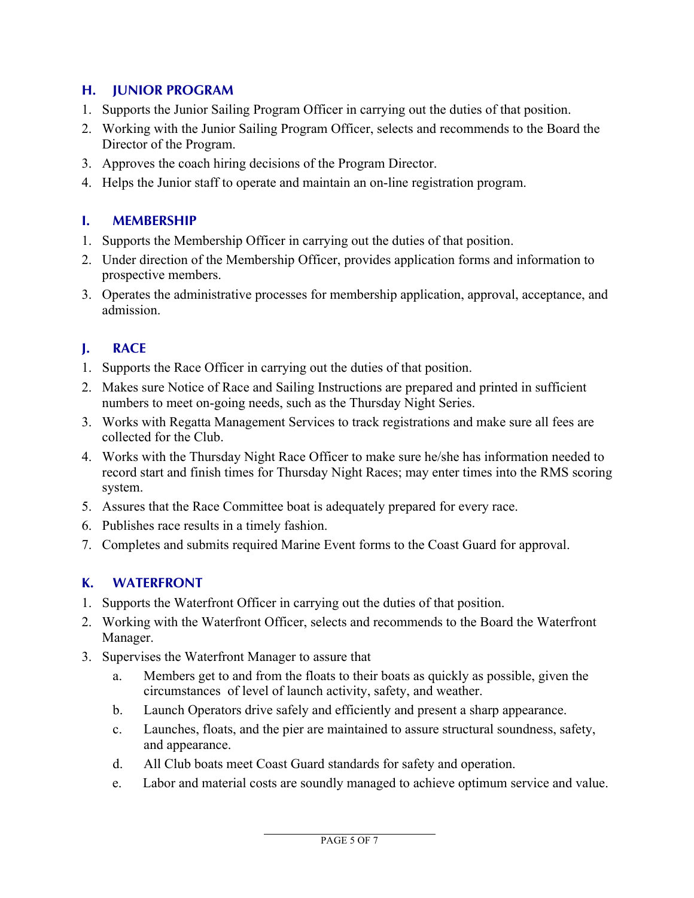## H. JUNIOR PROGRAM

1. Supports the Junior Sailing Program Officer in carrying out the duties of that position.
2. Working with the Junior Sailing Program Officer, selects and recommends to the Board the Director of the Program.
3. Approves the coach hiring decisions of the Program Director.
4. Helps the Junior staff to operate and maintain an on-line registration program.

## I. MEMBERSHIP

1. Supports the Membership Officer in carrying out the duties of that position.
2. Under direction of the Membership Officer, provides application forms and information to prospective members.
3. Operates the administrative processes for membership application, approval, acceptance, and admission.

## J. RACE

1. Supports the Race Officer in carrying out the duties of that position.
2. Makes sure Notice of Race and Sailing Instructions are prepared and printed in sufficient numbers to meet on-going needs, such as the Thursday Night Series.
3. Works with Regatta Management Services to track registrations and make sure all fees are collected for the Club.
4. Works with the Thursday Night Race Officer to make sure he/she has information needed to record start and finish times for Thursday Night Races; may enter times into the RMS scoring system.
5. Assures that the Race Committee boat is adequately prepared for every race.
6. Publishes race results in a timely fashion.
7. Completes and submits required Marine Event forms to the Coast Guard for approval.

## K. WATERFRONT

1. Supports the Waterfront Officer in carrying out the duties of that position.
2. Working with the Waterfront Officer, selects and recommends to the Board the Waterfront Manager.
3. Supervises the Waterfront Manager to assure that
   a. Members get to and from the floats to their boats as quickly as possible, given the circumstances of level of launch activity, safety, and weather.
   b. Launch Operators drive safely and efficiently and present a sharp appearance.
   c. Launches, floats, and the pier are maintained to assure structural soundness, safety, and appearance.
   d. All Club boats meet Coast Guard standards for safety and operation.
   e. Labor and material costs are soundly managed to achieve optimum service and value.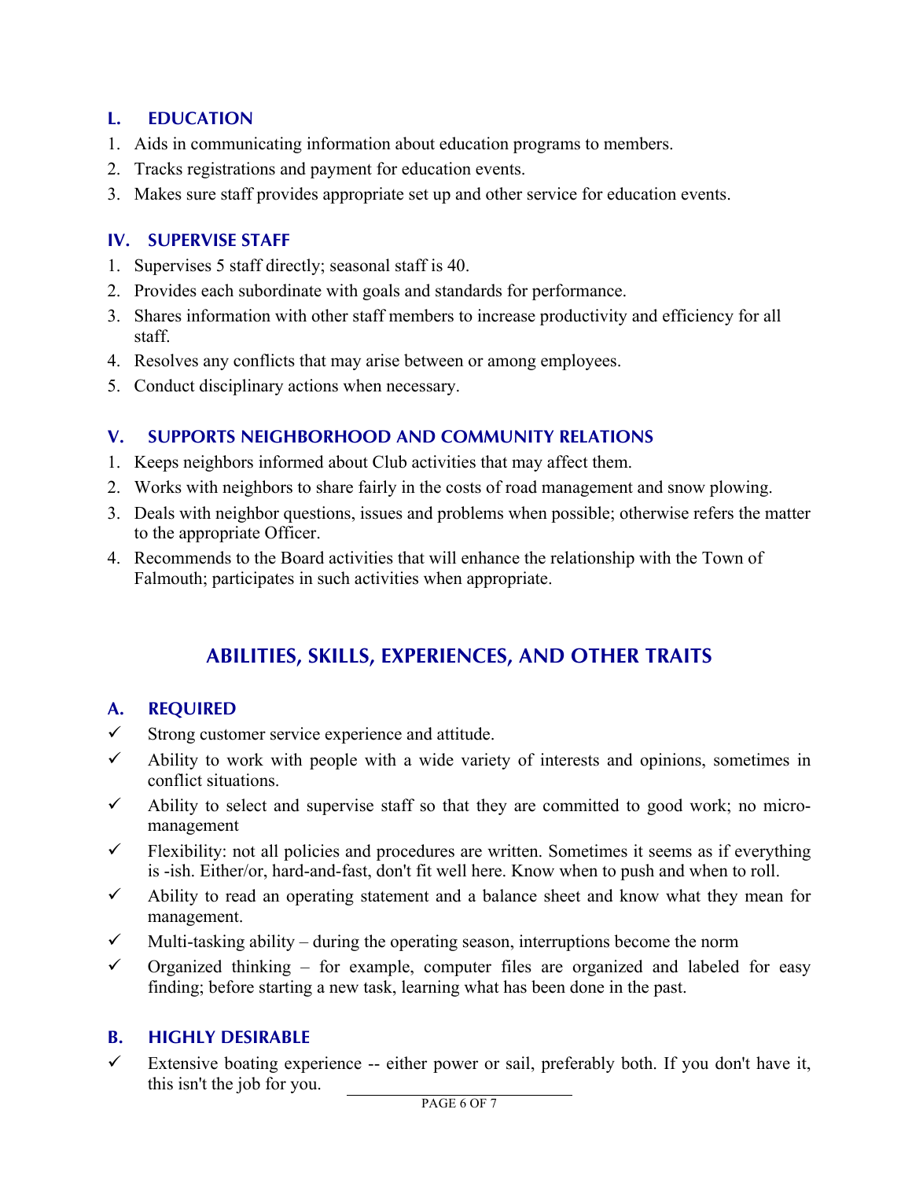### L. EDUCATION

1. Aids in communicating information about education programs to members.
2. Tracks registrations and payment for education events.
3. Makes sure staff provides appropriate set up and other service for education events.

### IV. SUPERVISE STAFF

1. Supervises 5 staff directly; seasonal staff is 40.
2. Provides each subordinate with goals and standards for performance.
3. Shares information with other staff members to increase productivity and efficiency for all staff.
4. Resolves any conflicts that may arise between or among employees.
5. Conduct disciplinary actions when necessary.

### V. SUPPORTS NEIGHBORHOOD AND COMMUNITY RELATIONS

1. Keeps neighbors informed about Club activities that may affect them.
2. Works with neighbors to share fairly in the costs of road management and snow plowing.
3. Deals with neighbor questions, issues and problems when possible; otherwise refers the matter to the appropriate Officer.
4. Recommends to the Board activities that will enhance the relationship with the Town of Falmouth; participates in such activities when appropriate.

## ABILITIES, SKILLS, EXPERIENCES, AND OTHER TRAITS

### A. REQUIRED

- ✓ Strong customer service experience and attitude.
- ✓ Ability to work with people with a wide variety of interests and opinions, sometimes in conflict situations.
- ✓ Ability to select and supervise staff so that they are committed to good work; no micro-management
- ✓ Flexibility: not all policies and procedures are written. Sometimes it seems as if everything is -ish. Either/or, hard-and-fast, don't fit well here. Know when to push and when to roll.
- ✓ Ability to read an operating statement and a balance sheet and know what they mean for management.
- ✓ Multi-tasking ability – during the operating season, interruptions become the norm
- ✓ Organized thinking – for example, computer files are organized and labeled for easy finding; before starting a new task, learning what has been done in the past.

### B. HIGHLY DESIRABLE

- ✓ Extensive boating experience -- either power or sail, preferably both. If you don't have it, this isn't the job for you.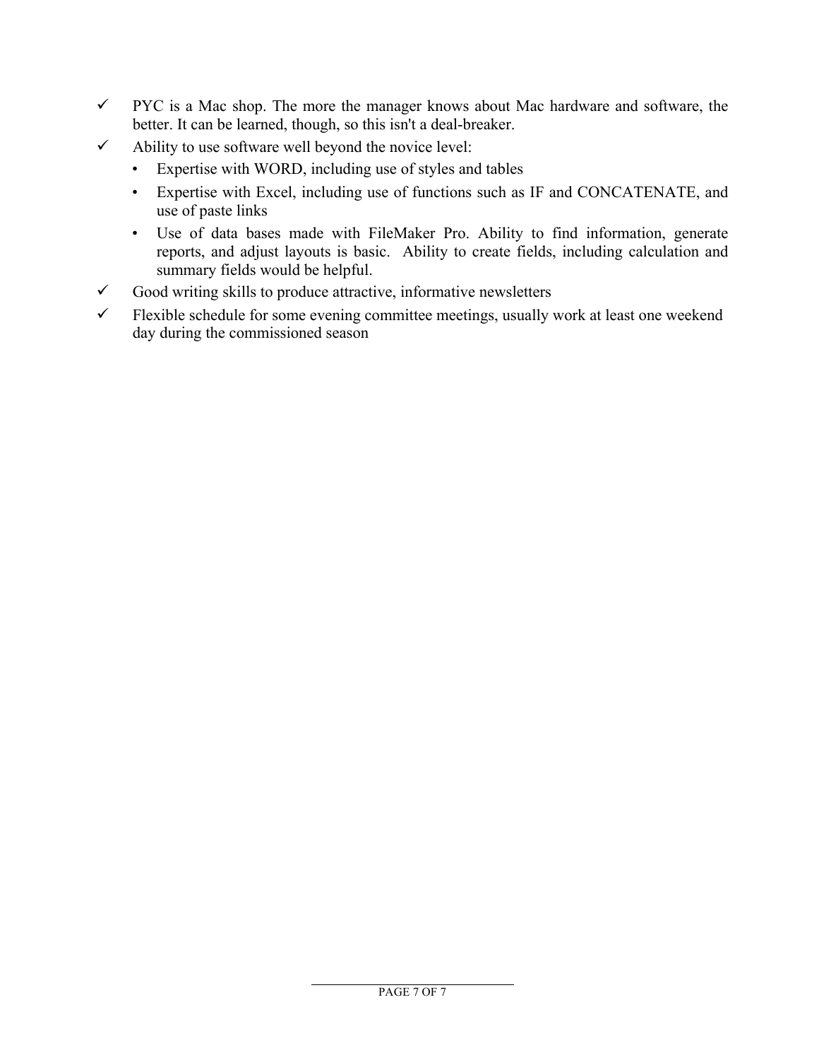- ✓ PYC is a Mac shop. The more the manager knows about Mac hardware and software, the better. It can be learned, though, so this isn't a deal-breaker.
- ✓ Ability to use software well beyond the novice level:
  - Expertise with WORD, including use of styles and tables
  - Expertise with Excel, including use of functions such as IF and CONCATENATE, and use of paste links
  - Use of data bases made with FileMaker Pro. Ability to find information, generate reports, and adjust layouts is basic. Ability to create fields, including calculation and summary fields would be helpful.
- ✓ Good writing skills to produce attractive, informative newsletters
- ✓ Flexible schedule for some evening committee meetings, usually work at least one weekend day during the commissioned season